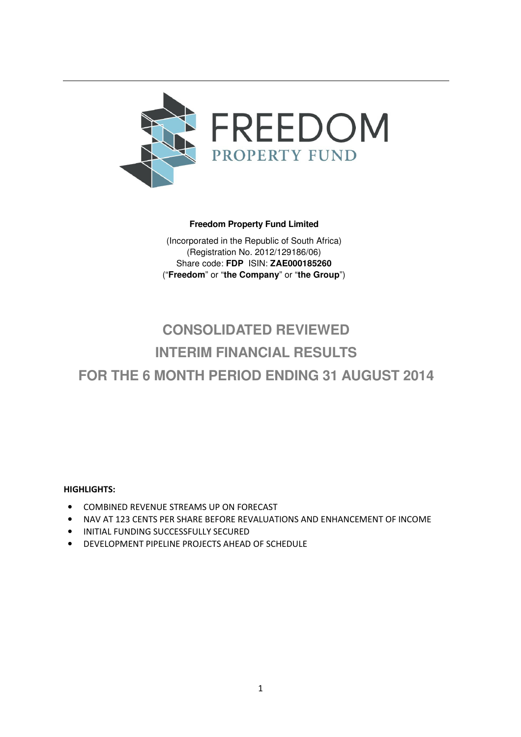FREEDOM
PROPERTY FUND

**Freedom Property Fund Limited**

(Incorporated in the Republic of South Africa)
(Registration No. 2012/129186/06)
Share code: **FDP** ISIN: **ZAE000185260**
("**Freedom**" or "**the Company**" or "**the Group**")

# CONSOLIDATED REVIEWED INTERIM FINANCIAL RESULTS FOR THE 6 MONTH PERIOD ENDING 31 AUGUST 2014

**HIGHLIGHTS:**

- COMBINED REVENUE STREAMS UP ON FORECAST
- NAV AT 123 CENTS PER SHARE BEFORE REVALUATIONS AND ENHANCEMENT OF INCOME
- INITIAL FUNDING SUCCESSFULLY SECURED
- DEVELOPMENT PIPELINE PROJECTS AHEAD OF SCHEDULE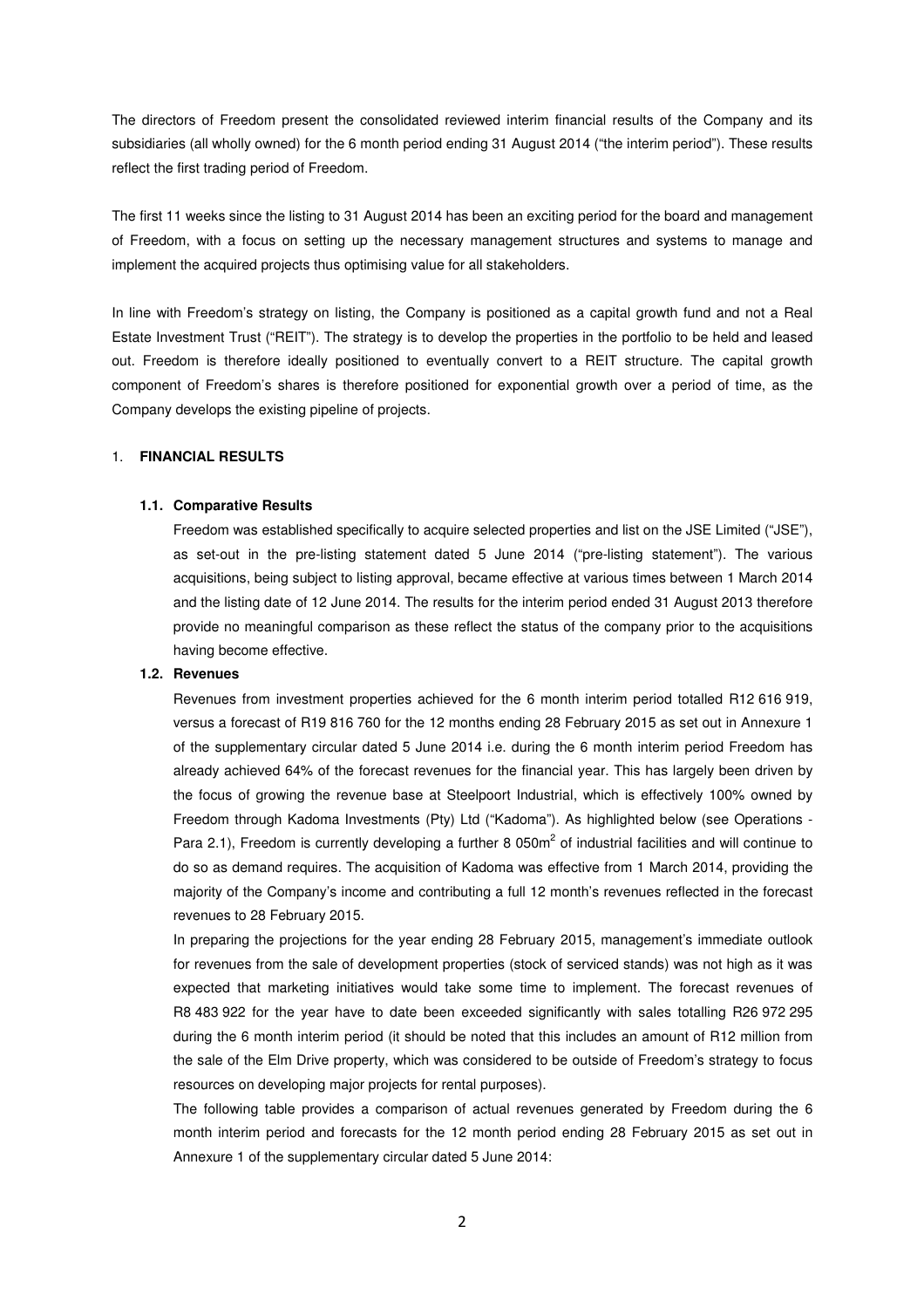The directors of Freedom present the consolidated reviewed interim financial results of the Company and its subsidiaries (all wholly owned) for the 6 month period ending 31 August 2014 ("the interim period"). These results reflect the first trading period of Freedom.

The first 11 weeks since the listing to 31 August 2014 has been an exciting period for the board and management of Freedom, with a focus on setting up the necessary management structures and systems to manage and implement the acquired projects thus optimising value for all stakeholders.

In line with Freedom's strategy on listing, the Company is positioned as a capital growth fund and not a Real Estate Investment Trust ("REIT"). The strategy is to develop the properties in the portfolio to be held and leased out. Freedom is therefore ideally positioned to eventually convert to a REIT structure. The capital growth component of Freedom's shares is therefore positioned for exponential growth over a period of time, as the Company develops the existing pipeline of projects.

## 1. FINANCIAL RESULTS

### 1.1. Comparative Results

Freedom was established specifically to acquire selected properties and list on the JSE Limited ("JSE"), as set-out in the pre-listing statement dated 5 June 2014 ("pre-listing statement"). The various acquisitions, being subject to listing approval, became effective at various times between 1 March 2014 and the listing date of 12 June 2014. The results for the interim period ended 31 August 2013 therefore provide no meaningful comparison as these reflect the status of the company prior to the acquisitions having become effective.

### 1.2. Revenues

Revenues from investment properties achieved for the 6 month interim period totalled R12 616 919, versus a forecast of R19 816 760 for the 12 months ending 28 February 2015 as set out in Annexure 1 of the supplementary circular dated 5 June 2014 i.e. during the 6 month interim period Freedom has already achieved 64% of the forecast revenues for the financial year. This has largely been driven by the focus of growing the revenue base at Steelpoort Industrial, which is effectively 100% owned by Freedom through Kadoma Investments (Pty) Ltd ("Kadoma"). As highlighted below (see Operations - Para 2.1), Freedom is currently developing a further 8 050m$^2$ of industrial facilities and will continue to do so as demand requires. The acquisition of Kadoma was effective from 1 March 2014, providing the majority of the Company's income and contributing a full 12 month's revenues reflected in the forecast revenues to 28 February 2015.

In preparing the projections for the year ending 28 February 2015, management's immediate outlook for revenues from the sale of development properties (stock of serviced stands) was not high as it was expected that marketing initiatives would take some time to implement. The forecast revenues of R8 483 922 for the year have to date been exceeded significantly with sales totalling R26 972 295 during the 6 month interim period (it should be noted that this includes an amount of R12 million from the sale of the Elm Drive property, which was considered to be outside of Freedom's strategy to focus resources on developing major projects for rental purposes).

The following table provides a comparison of actual revenues generated by Freedom during the 6 month interim period and forecasts for the 12 month period ending 28 February 2015 as set out in Annexure 1 of the supplementary circular dated 5 June 2014: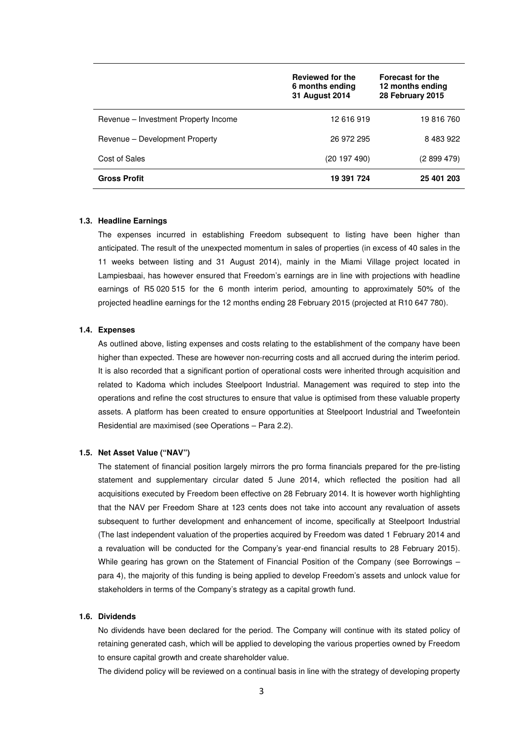| | Reviewed for the 6 months ending 31 August 2014 | Forecast for the 12 months ending 28 February 2015 |
|---|---|---|
| Revenue – Investment Property Income | 12 616 919 | 19 816 760 |
| Revenue – Development Property | 26 972 295 | 8 483 922 |
| Cost of Sales | (20 197 490) | (2 899 479) |
| **Gross Profit** | **19 391 724** | **25 401 203** |

#### 1.3. Headline Earnings

The expenses incurred in establishing Freedom subsequent to listing have been higher than anticipated. The result of the unexpected momentum in sales of properties (in excess of 40 sales in the 11 weeks between listing and 31 August 2014), mainly in the Miami Village project located in Lampiesbaai, has however ensured that Freedom's earnings are in line with projections with headline earnings of R5 020 515 for the 6 month interim period, amounting to approximately 50% of the projected headline earnings for the 12 months ending 28 February 2015 (projected at R10 647 780).

#### 1.4. Expenses

As outlined above, listing expenses and costs relating to the establishment of the company have been higher than expected. These are however non-recurring costs and all accrued during the interim period. It is also recorded that a significant portion of operational costs were inherited through acquisition and related to Kadoma which includes Steelpoort Industrial. Management was required to step into the operations and refine the cost structures to ensure that value is optimised from these valuable property assets. A platform has been created to ensure opportunities at Steelpoort Industrial and Tweefontein Residential are maximised (see Operations – Para 2.2).

#### 1.5. Net Asset Value ("NAV")

The statement of financial position largely mirrors the pro forma financials prepared for the pre-listing statement and supplementary circular dated 5 June 2014, which reflected the position had all acquisitions executed by Freedom been effective on 28 February 2014. It is however worth highlighting that the NAV per Freedom Share at 123 cents does not take into account any revaluation of assets subsequent to further development and enhancement of income, specifically at Steelpoort Industrial (The last independent valuation of the properties acquired by Freedom was dated 1 February 2014 and a revaluation will be conducted for the Company's year-end financial results to 28 February 2015). While gearing has grown on the Statement of Financial Position of the Company (see Borrowings – para 4), the majority of this funding is being applied to develop Freedom's assets and unlock value for stakeholders in terms of the Company's strategy as a capital growth fund.

#### 1.6. Dividends

No dividends have been declared for the period. The Company will continue with its stated policy of retaining generated cash, which will be applied to developing the various properties owned by Freedom to ensure capital growth and create shareholder value.

The dividend policy will be reviewed on a continual basis in line with the strategy of developing property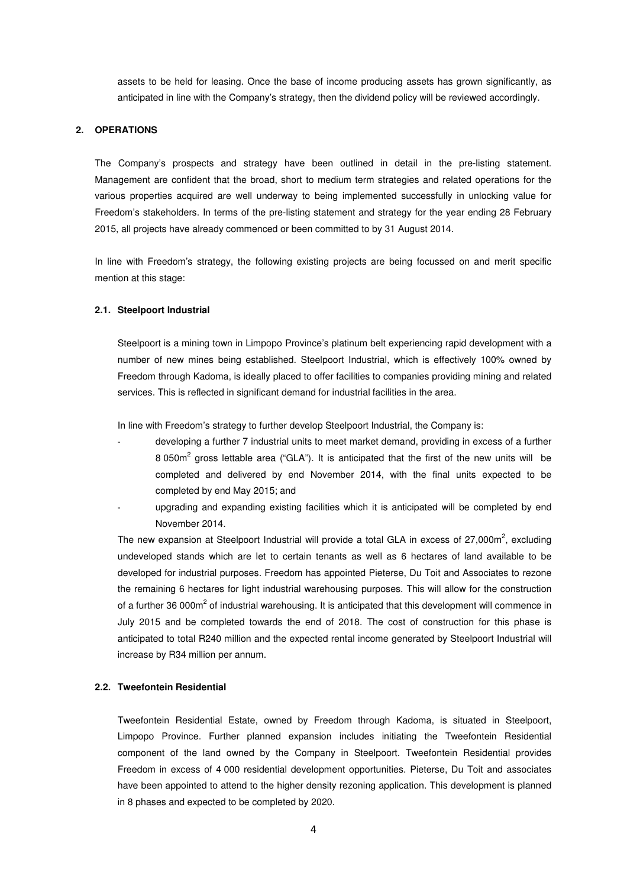assets to be held for leasing. Once the base of income producing assets has grown significantly, as anticipated in line with the Company's strategy, then the dividend policy will be reviewed accordingly.

## 2. OPERATIONS

The Company's prospects and strategy have been outlined in detail in the pre-listing statement. Management are confident that the broad, short to medium term strategies and related operations for the various properties acquired are well underway to being implemented successfully in unlocking value for Freedom's stakeholders. In terms of the pre-listing statement and strategy for the year ending 28 February 2015, all projects have already commenced or been committed to by 31 August 2014.

In line with Freedom's strategy, the following existing projects are being focussed on and merit specific mention at this stage:

### 2.1. Steelpoort Industrial

Steelpoort is a mining town in Limpopo Province's platinum belt experiencing rapid development with a number of new mines being established. Steelpoort Industrial, which is effectively 100% owned by Freedom through Kadoma, is ideally placed to offer facilities to companies providing mining and related services. This is reflected in significant demand for industrial facilities in the area.

In line with Freedom's strategy to further develop Steelpoort Industrial, the Company is:

- developing a further 7 industrial units to meet market demand, providing in excess of a further 8 050m$^2$ gross lettable area ("GLA"). It is anticipated that the first of the new units will be completed and delivered by end November 2014, with the final units expected to be completed by end May 2015; and
- upgrading and expanding existing facilities which it is anticipated will be completed by end November 2014.

The new expansion at Steelpoort Industrial will provide a total GLA in excess of 27,000m$^2$, excluding undeveloped stands which are let to certain tenants as well as 6 hectares of land available to be developed for industrial purposes. Freedom has appointed Pieterse, Du Toit and Associates to rezone the remaining 6 hectares for light industrial warehousing purposes. This will allow for the construction of a further 36 000m$^2$ of industrial warehousing. It is anticipated that this development will commence in July 2015 and be completed towards the end of 2018. The cost of construction for this phase is anticipated to total R240 million and the expected rental income generated by Steelpoort Industrial will increase by R34 million per annum.

### 2.2. Tweefontein Residential

Tweefontein Residential Estate, owned by Freedom through Kadoma, is situated in Steelpoort, Limpopo Province. Further planned expansion includes initiating the Tweefontein Residential component of the land owned by the Company in Steelpoort. Tweefontein Residential provides Freedom in excess of 4 000 residential development opportunities. Pieterse, Du Toit and associates have been appointed to attend to the higher density rezoning application. This development is planned in 8 phases and expected to be completed by 2020.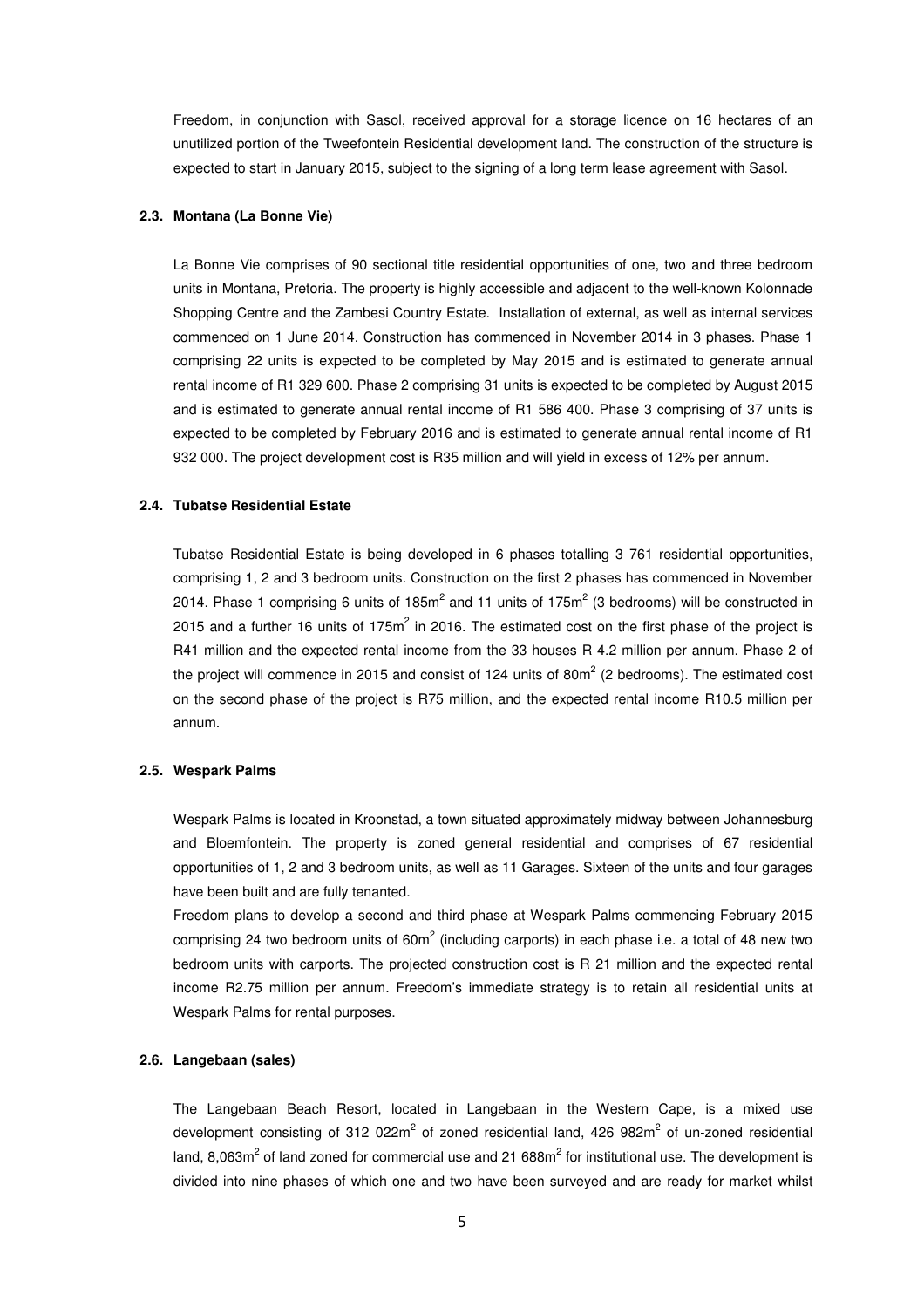Freedom, in conjunction with Sasol, received approval for a storage licence on 16 hectares of an unutilized portion of the Tweefontein Residential development land. The construction of the structure is expected to start in January 2015, subject to the signing of a long term lease agreement with Sasol.

### 2.3. Montana (La Bonne Vie)

La Bonne Vie comprises of 90 sectional title residential opportunities of one, two and three bedroom units in Montana, Pretoria. The property is highly accessible and adjacent to the well-known Kolonnade Shopping Centre and the Zambesi Country Estate. Installation of external, as well as internal services commenced on 1 June 2014. Construction has commenced in November 2014 in 3 phases. Phase 1 comprising 22 units is expected to be completed by May 2015 and is estimated to generate annual rental income of R1 329 600. Phase 2 comprising 31 units is expected to be completed by August 2015 and is estimated to generate annual rental income of R1 586 400. Phase 3 comprising of 37 units is expected to be completed by February 2016 and is estimated to generate annual rental income of R1 932 000. The project development cost is R35 million and will yield in excess of 12% per annum.

### 2.4. Tubatse Residential Estate

Tubatse Residential Estate is being developed in 6 phases totalling 3 761 residential opportunities, comprising 1, 2 and 3 bedroom units. Construction on the first 2 phases has commenced in November 2014. Phase 1 comprising 6 units of 185m$^2$ and 11 units of 175m$^2$ (3 bedrooms) will be constructed in 2015 and a further 16 units of 175m$^2$ in 2016. The estimated cost on the first phase of the project is R41 million and the expected rental income from the 33 houses R 4.2 million per annum. Phase 2 of the project will commence in 2015 and consist of 124 units of 80m$^2$ (2 bedrooms). The estimated cost on the second phase of the project is R75 million, and the expected rental income R10.5 million per annum.

### 2.5. Wespark Palms

Wespark Palms is located in Kroonstad, a town situated approximately midway between Johannesburg and Bloemfontein. The property is zoned general residential and comprises of 67 residential opportunities of 1, 2 and 3 bedroom units, as well as 11 Garages. Sixteen of the units and four garages have been built and are fully tenanted.

Freedom plans to develop a second and third phase at Wespark Palms commencing February 2015 comprising 24 two bedroom units of 60m$^2$ (including carports) in each phase i.e. a total of 48 new two bedroom units with carports. The projected construction cost is R 21 million and the expected rental income R2.75 million per annum. Freedom's immediate strategy is to retain all residential units at Wespark Palms for rental purposes.

### 2.6. Langebaan (sales)

The Langebaan Beach Resort, located in Langebaan in the Western Cape, is a mixed use development consisting of 312 022m$^2$ of zoned residential land, 426 982m$^2$ of un-zoned residential land, 8,063m$^2$ of land zoned for commercial use and 21 688m$^2$ for institutional use. The development is divided into nine phases of which one and two have been surveyed and are ready for market whilst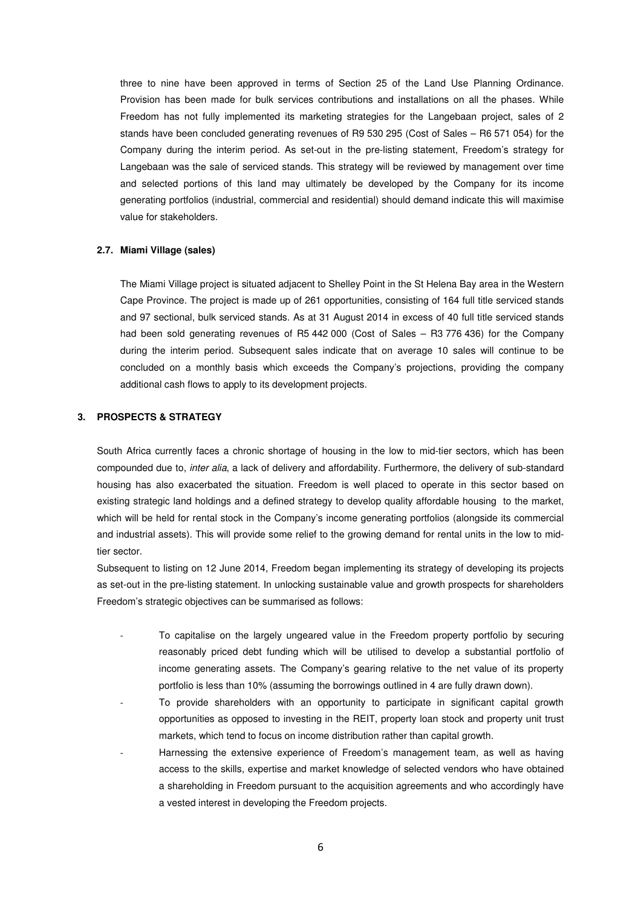three to nine have been approved in terms of Section 25 of the Land Use Planning Ordinance. Provision has been made for bulk services contributions and installations on all the phases. While Freedom has not fully implemented its marketing strategies for the Langebaan project, sales of 2 stands have been concluded generating revenues of R9 530 295 (Cost of Sales – R6 571 054) for the Company during the interim period. As set-out in the pre-listing statement, Freedom's strategy for Langebaan was the sale of serviced stands. This strategy will be reviewed by management over time and selected portions of this land may ultimately be developed by the Company for its income generating portfolios (industrial, commercial and residential) should demand indicate this will maximise value for stakeholders.

### 2.7. Miami Village (sales)

The Miami Village project is situated adjacent to Shelley Point in the St Helena Bay area in the Western Cape Province. The project is made up of 261 opportunities, consisting of 164 full title serviced stands and 97 sectional, bulk serviced stands. As at 31 August 2014 in excess of 40 full title serviced stands had been sold generating revenues of R5 442 000 (Cost of Sales – R3 776 436) for the Company during the interim period. Subsequent sales indicate that on average 10 sales will continue to be concluded on a monthly basis which exceeds the Company's projections, providing the company additional cash flows to apply to its development projects.

## 3. PROSPECTS & STRATEGY

South Africa currently faces a chronic shortage of housing in the low to mid-tier sectors, which has been compounded due to, *inter alia*, a lack of delivery and affordability. Furthermore, the delivery of sub-standard housing has also exacerbated the situation. Freedom is well placed to operate in this sector based on existing strategic land holdings and a defined strategy to develop quality affordable housing to the market, which will be held for rental stock in the Company's income generating portfolios (alongside its commercial and industrial assets). This will provide some relief to the growing demand for rental units in the low to mid-tier sector.

Subsequent to listing on 12 June 2014, Freedom began implementing its strategy of developing its projects as set-out in the pre-listing statement. In unlocking sustainable value and growth prospects for shareholders Freedom's strategic objectives can be summarised as follows:

- To capitalise on the largely ungeared value in the Freedom property portfolio by securing reasonably priced debt funding which will be utilised to develop a substantial portfolio of income generating assets. The Company's gearing relative to the net value of its property portfolio is less than 10% (assuming the borrowings outlined in 4 are fully drawn down).
- To provide shareholders with an opportunity to participate in significant capital growth opportunities as opposed to investing in the REIT, property loan stock and property unit trust markets, which tend to focus on income distribution rather than capital growth.
- Harnessing the extensive experience of Freedom's management team, as well as having access to the skills, expertise and market knowledge of selected vendors who have obtained a shareholding in Freedom pursuant to the acquisition agreements and who accordingly have a vested interest in developing the Freedom projects.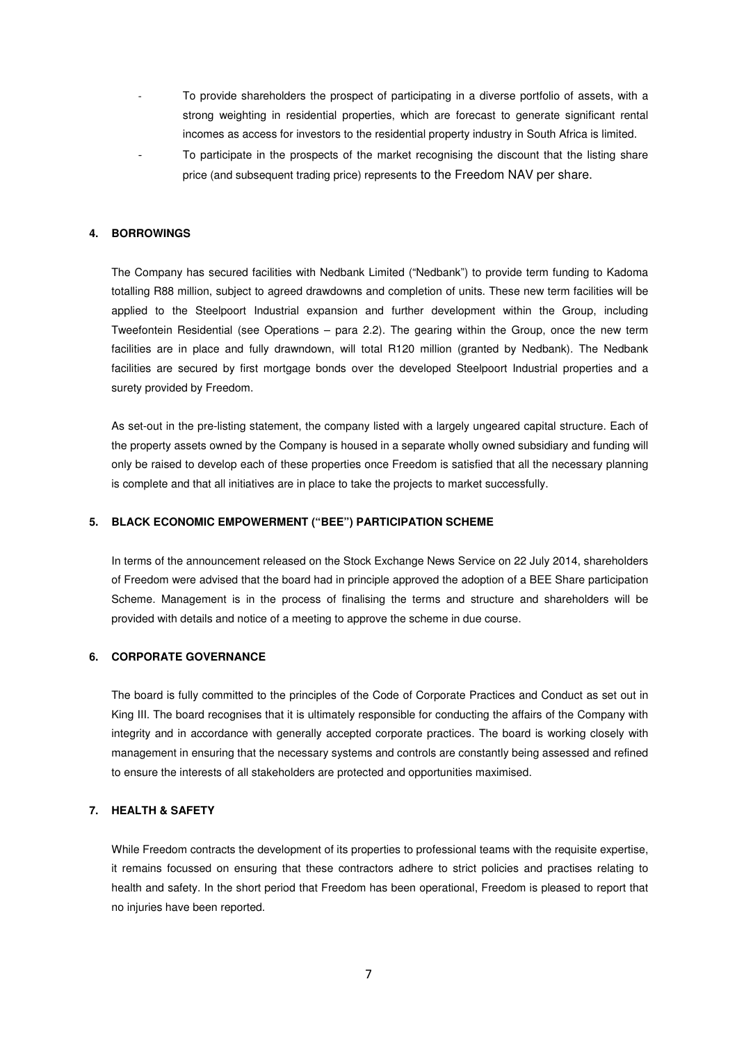- To provide shareholders the prospect of participating in a diverse portfolio of assets, with a strong weighting in residential properties, which are forecast to generate significant rental incomes as access for investors to the residential property industry in South Africa is limited.
- To participate in the prospects of the market recognising the discount that the listing share price (and subsequent trading price) represents to the Freedom NAV per share.

## 4. BORROWINGS

The Company has secured facilities with Nedbank Limited ("Nedbank") to provide term funding to Kadoma totalling R88 million, subject to agreed drawdowns and completion of units. These new term facilities will be applied to the Steelpoort Industrial expansion and further development within the Group, including Tweefontein Residential (see Operations – para 2.2). The gearing within the Group, once the new term facilities are in place and fully drawndown, will total R120 million (granted by Nedbank). The Nedbank facilities are secured by first mortgage bonds over the developed Steelpoort Industrial properties and a surety provided by Freedom.

As set-out in the pre-listing statement, the company listed with a largely ungeared capital structure. Each of the property assets owned by the Company is housed in a separate wholly owned subsidiary and funding will only be raised to develop each of these properties once Freedom is satisfied that all the necessary planning is complete and that all initiatives are in place to take the projects to market successfully.

## 5. BLACK ECONOMIC EMPOWERMENT ("BEE") PARTICIPATION SCHEME

In terms of the announcement released on the Stock Exchange News Service on 22 July 2014, shareholders of Freedom were advised that the board had in principle approved the adoption of a BEE Share participation Scheme. Management is in the process of finalising the terms and structure and shareholders will be provided with details and notice of a meeting to approve the scheme in due course.

## 6. CORPORATE GOVERNANCE

The board is fully committed to the principles of the Code of Corporate Practices and Conduct as set out in King III. The board recognises that it is ultimately responsible for conducting the affairs of the Company with integrity and in accordance with generally accepted corporate practices. The board is working closely with management in ensuring that the necessary systems and controls are constantly being assessed and refined to ensure the interests of all stakeholders are protected and opportunities maximised.

## 7. HEALTH & SAFETY

While Freedom contracts the development of its properties to professional teams with the requisite expertise, it remains focussed on ensuring that these contractors adhere to strict policies and practises relating to health and safety. In the short period that Freedom has been operational, Freedom is pleased to report that no injuries have been reported.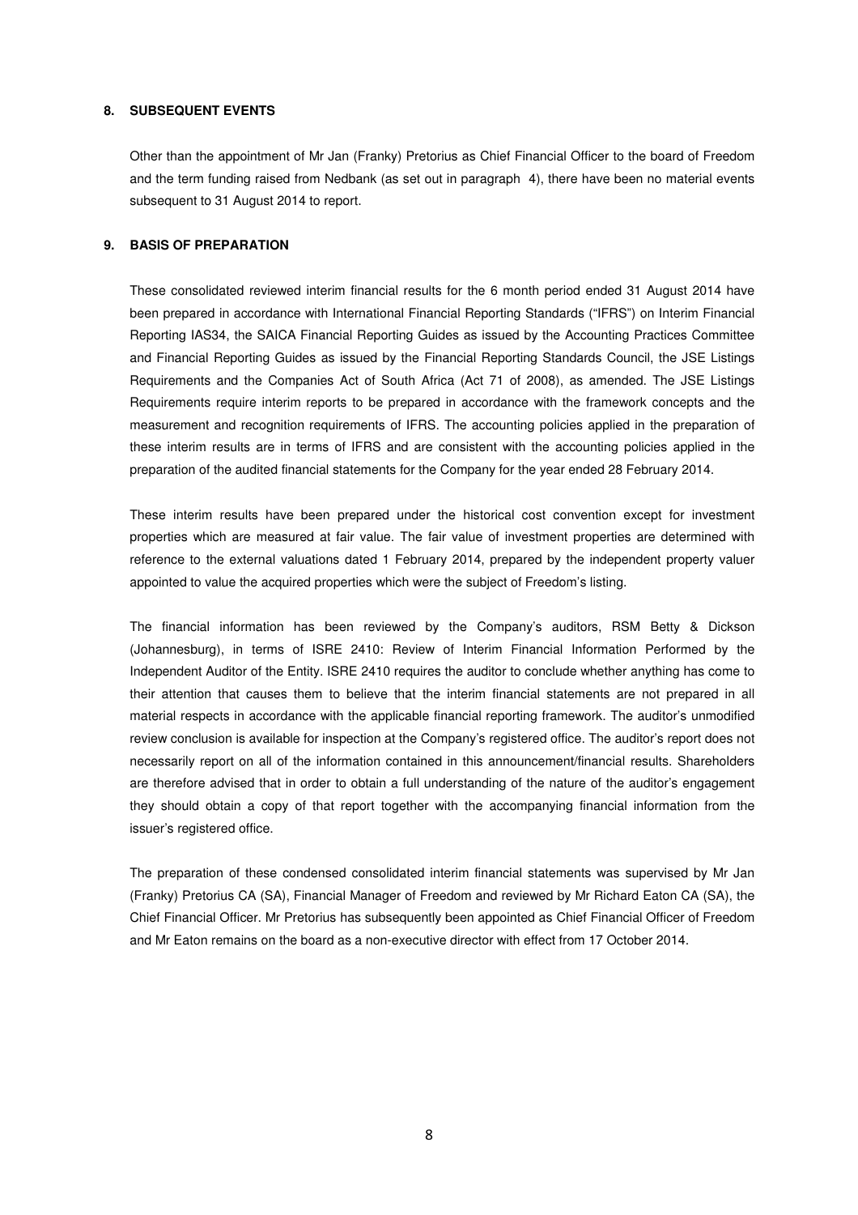## 8. SUBSEQUENT EVENTS

Other than the appointment of Mr Jan (Franky) Pretorius as Chief Financial Officer to the board of Freedom and the term funding raised from Nedbank (as set out in paragraph 4), there have been no material events subsequent to 31 August 2014 to report.

## 9. BASIS OF PREPARATION

These consolidated reviewed interim financial results for the 6 month period ended 31 August 2014 have been prepared in accordance with International Financial Reporting Standards ("IFRS") on Interim Financial Reporting IAS34, the SAICA Financial Reporting Guides as issued by the Accounting Practices Committee and Financial Reporting Guides as issued by the Financial Reporting Standards Council, the JSE Listings Requirements and the Companies Act of South Africa (Act 71 of 2008), as amended. The JSE Listings Requirements require interim reports to be prepared in accordance with the framework concepts and the measurement and recognition requirements of IFRS. The accounting policies applied in the preparation of these interim results are in terms of IFRS and are consistent with the accounting policies applied in the preparation of the audited financial statements for the Company for the year ended 28 February 2014.

These interim results have been prepared under the historical cost convention except for investment properties which are measured at fair value. The fair value of investment properties are determined with reference to the external valuations dated 1 February 2014, prepared by the independent property valuer appointed to value the acquired properties which were the subject of Freedom's listing.

The financial information has been reviewed by the Company's auditors, RSM Betty & Dickson (Johannesburg), in terms of ISRE 2410: Review of Interim Financial Information Performed by the Independent Auditor of the Entity. ISRE 2410 requires the auditor to conclude whether anything has come to their attention that causes them to believe that the interim financial statements are not prepared in all material respects in accordance with the applicable financial reporting framework. The auditor's unmodified review conclusion is available for inspection at the Company's registered office. The auditor's report does not necessarily report on all of the information contained in this announcement/financial results. Shareholders are therefore advised that in order to obtain a full understanding of the nature of the auditor's engagement they should obtain a copy of that report together with the accompanying financial information from the issuer's registered office.

The preparation of these condensed consolidated interim financial statements was supervised by Mr Jan (Franky) Pretorius CA (SA), Financial Manager of Freedom and reviewed by Mr Richard Eaton CA (SA), the Chief Financial Officer. Mr Pretorius has subsequently been appointed as Chief Financial Officer of Freedom and Mr Eaton remains on the board as a non-executive director with effect from 17 October 2014.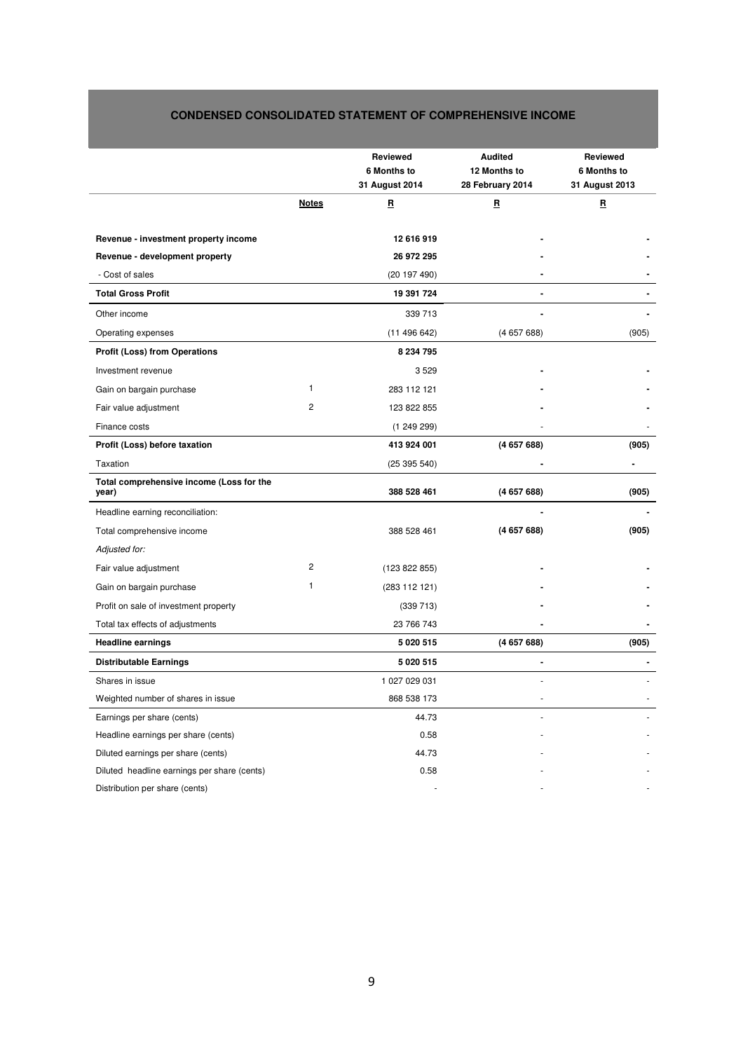## CONDENSED CONSOLIDATED STATEMENT OF COMPREHENSIVE INCOME

| | Notes | Reviewed 6 Months to 31 August 2014 | Audited 12 Months to 28 February 2014 | Reviewed 6 Months to 31 August 2013 |
|---|---|---|---|---|
| | | R | R | R |
| **Revenue - investment property income** | | **12 616 919** | - | - |
| **Revenue - development property** | | **26 972 295** | - | - |
| - Cost of sales | | (20 197 490) | - | - |
| **Total Gross Profit** | | **19 391 724** | - | - |
| Other income | | 339 713 | - | - |
| Operating expenses | | (11 496 642) | (4 657 688) | (905) |
| **Profit (Loss) from Operations** | | **8 234 795** | | |
| Investment revenue | | 3 529 | - | - |
| Gain on bargain purchase | 1 | 283 112 121 | - | - |
| Fair value adjustment | 2 | 123 822 855 | - | - |
| Finance costs | | (1 249 299) | - | - |
| **Profit (Loss) before taxation** | | **413 924 001** | **(4 657 688)** | **(905)** |
| Taxation | | (25 395 540) | - | - |
| **Total comprehensive income (Loss for the year)** | | **388 528 461** | **(4 657 688)** | **(905)** |
| Headline earning reconciliation: | | | - | - |
| Total comprehensive income | | 388 528 461 | **(4 657 688)** | **(905)** |
| *Adjusted for:* | | | | |
| Fair value adjustment | 2 | (123 822 855) | - | - |
| Gain on bargain purchase | 1 | (283 112 121) | - | - |
| Profit on sale of investment property | | (339 713) | - | - |
| Total tax effects of adjustments | | 23 766 743 | - | - |
| **Headline earnings** | | **5 020 515** | **(4 657 688)** | **(905)** |
| **Distributable Earnings** | | **5 020 515** | - | - |
| Shares in issue | | 1 027 029 031 | - | - |
| Weighted number of shares in issue | | 868 538 173 | - | - |
| Earnings per share (cents) | | 44.73 | - | - |
| Headline earnings per share (cents) | | 0.58 | - | - |
| Diluted earnings per share (cents) | | 44.73 | - | - |
| Diluted headline earnings per share (cents) | | 0.58 | - | - |
| Distribution per share (cents) | | - | - | - |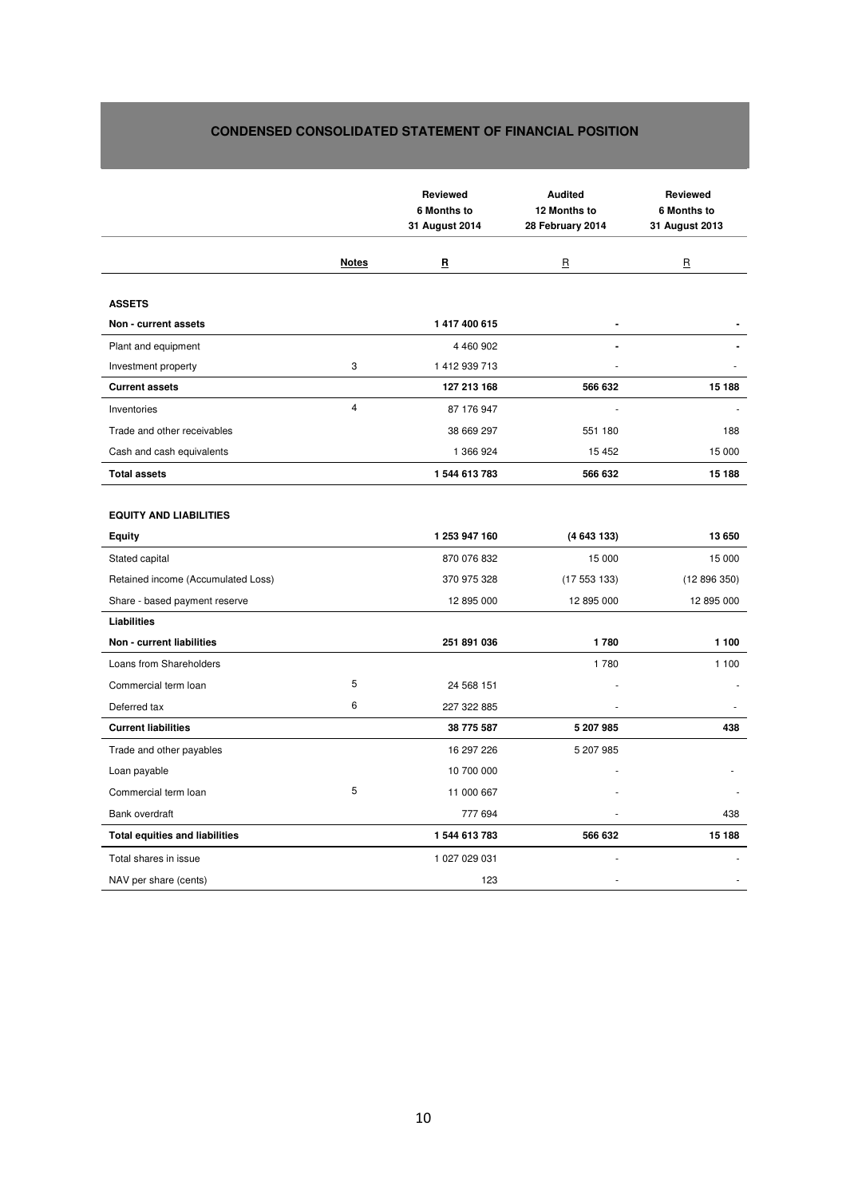## CONDENSED CONSOLIDATED STATEMENT OF FINANCIAL POSITION

| | Notes | Reviewed 6 Months to 31 August 2014 | Audited 12 Months to 28 February 2014 | Reviewed 6 Months to 31 August 2013 |
|---|---|---|---|---|
| | | **R** | R | R |
| **ASSETS** | | | | |
| **Non - current assets** | | **1 417 400 615** | **-** | **-** |
| Plant and equipment | | 4 460 902 | - | - |
| Investment property | 3 | 1 412 939 713 | - | - |
| **Current assets** | | **127 213 168** | **566 632** | **15 188** |
| Inventories | 4 | 87 176 947 | - | - |
| Trade and other receivables | | 38 669 297 | 551 180 | 188 |
| Cash and cash equivalents | | 1 366 924 | 15 452 | 15 000 |
| **Total assets** | | **1 544 613 783** | **566 632** | **15 188** |
| **EQUITY AND LIABILITIES** | | | | |
| **Equity** | | **1 253 947 160** | **(4 643 133)** | **13 650** |
| Stated capital | | 870 076 832 | 15 000 | 15 000 |
| Retained income (Accumulated Loss) | | 370 975 328 | (17 553 133) | (12 896 350) |
| Share - based payment reserve | | 12 895 000 | 12 895 000 | 12 895 000 |
| **Liabilities** | | | | |
| **Non - current liabilities** | | **251 891 036** | **1 780** | **1 100** |
| Loans from Shareholders | | | 1 780 | 1 100 |
| Commercial term loan | 5 | 24 568 151 | - | - |
| Deferred tax | 6 | 227 322 885 | - | - |
| **Current liabilities** | | **38 775 587** | **5 207 985** | **438** |
| Trade and other payables | | 16 297 226 | 5 207 985 | |
| Loan payable | | 10 700 000 | - | - |
| Commercial term loan | 5 | 11 000 667 | - | - |
| Bank overdraft | | 777 694 | - | 438 |
| **Total equities and liabilities** | | **1 544 613 783** | **566 632** | **15 188** |
| Total shares in issue | | 1 027 029 031 | - | - |
| NAV per share (cents) | | 123 | - | - |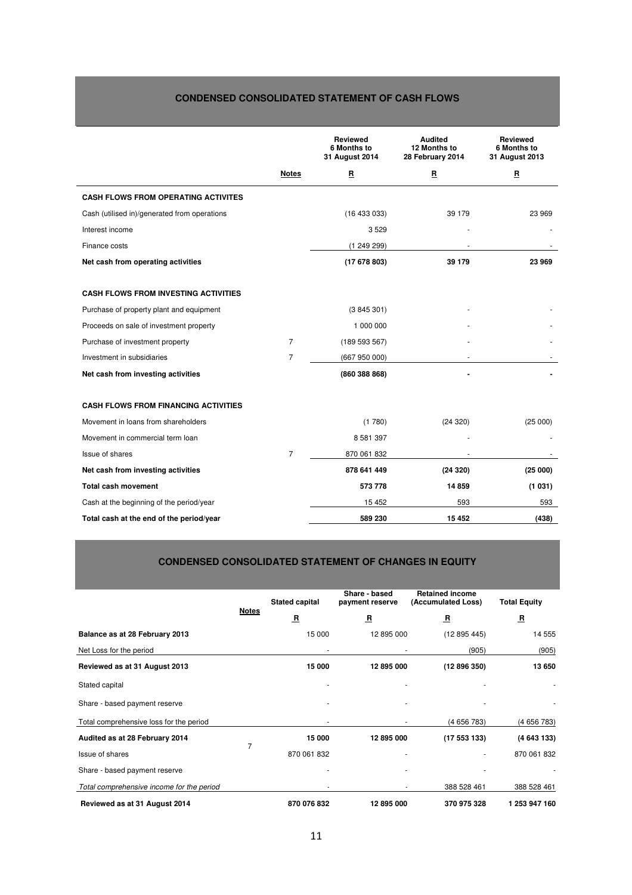## CONDENSED CONSOLIDATED STATEMENT OF CASH FLOWS

| | Notes | Reviewed 6 Months to 31 August 2014 | Audited 12 Months to 28 February 2014 | Reviewed 6 Months to 31 August 2013 |
|---|---|---|---|---|
| | | R | R | R |
| **CASH FLOWS FROM OPERATING ACTIVITES** | | | | |
| Cash (utilised in)/generated from operations | | (16 433 033) | 39 179 | 23 969 |
| Interest income | | 3 529 | - | - |
| Finance costs | | (1 249 299) | - | - |
| **Net cash from operating activities** | | **(17 678 803)** | **39 179** | **23 969** |
| **CASH FLOWS FROM INVESTING ACTIVITIES** | | | | |
| Purchase of property plant and equipment | | (3 845 301) | - | - |
| Proceeds on sale of investment property | | 1 000 000 | - | - |
| Purchase of investment property | 7 | (189 593 567) | - | - |
| Investment in subsidiaries | 7 | (667 950 000) | - | - |
| **Net cash from investing activities** | | **(860 388 868)** | **-** | **-** |
| **CASH FLOWS FROM FINANCING ACTIVITIES** | | | | |
| Movement in loans from shareholders | | (1 780) | (24 320) | (25 000) |
| Movement in commercial term loan | | 8 581 397 | - | - |
| Issue of shares | 7 | 870 061 832 | - | - |
| **Net cash from investing activities** | | **878 641 449** | **(24 320)** | **(25 000)** |
| **Total cash movement** | | **573 778** | **14 859** | **(1 031)** |
| Cash at the beginning of the period/year | | 15 452 | 593 | 593 |
| **Total cash at the end of the period/year** | | **589 230** | **15 452** | **(438)** |

## CONDENSED CONSOLIDATED STATEMENT OF CHANGES IN EQUITY

| | Notes | Stated capital | Share - based payment reserve | Retained income (Accumulated Loss) | Total Equity |
|---|---|---|---|---|---|
| | | R | R | R | R |
| **Balance as at 28 February 2013** | | 15 000 | 12 895 000 | (12 895 445) | 14 555 |
| Net Loss for the period | | - | - | (905) | (905) |
| **Reviewed as at 31 August 2013** | | **15 000** | **12 895 000** | **(12 896 350)** | **13 650** |
| Stated capital | | - | - | - | - |
| Share - based payment reserve | | - | - | - | - |
| Total comprehensive loss for the period | | - | - | (4 656 783) | (4 656 783) |
| **Audited as at 28 February 2014** | | **15 000** | **12 895 000** | **(17 553 133)** | **(4 643 133)** |
| Issue of shares | 7 | 870 061 832 | - | - | 870 061 832 |
| Share - based payment reserve | | - | - | - | - |
| *Total comprehensive income for the period* | | - | - | 388 528 461 | 388 528 461 |
| **Reviewed as at 31 August 2014** | | **870 076 832** | **12 895 000** | **370 975 328** | **1 253 947 160** |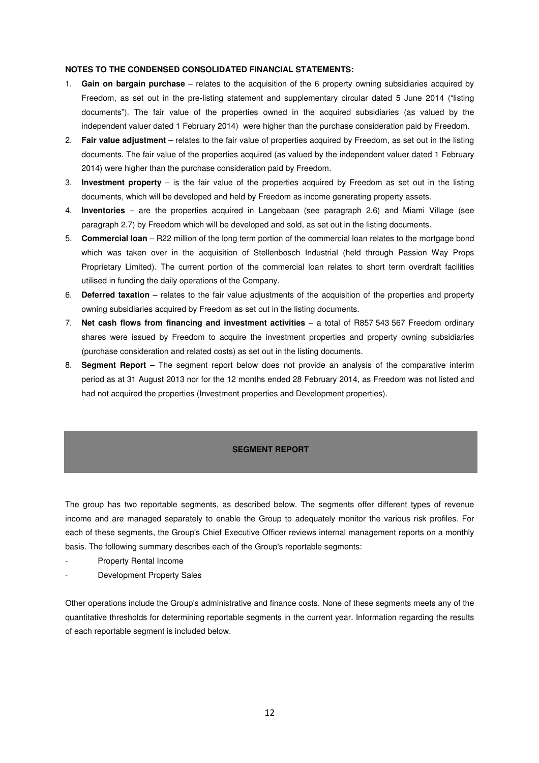**NOTES TO THE CONDENSED CONSOLIDATED FINANCIAL STATEMENTS:**

1. **Gain on bargain purchase** – relates to the acquisition of the 6 property owning subsidiaries acquired by Freedom, as set out in the pre-listing statement and supplementary circular dated 5 June 2014 ("listing documents"). The fair value of the properties owned in the acquired subsidiaries (as valued by the independent valuer dated 1 February 2014) were higher than the purchase consideration paid by Freedom.
2. **Fair value adjustment** – relates to the fair value of properties acquired by Freedom, as set out in the listing documents. The fair value of the properties acquired (as valued by the independent valuer dated 1 February 2014) were higher than the purchase consideration paid by Freedom.
3. **Investment property** – is the fair value of the properties acquired by Freedom as set out in the listing documents, which will be developed and held by Freedom as income generating property assets.
4. **Inventories** – are the properties acquired in Langebaan (see paragraph 2.6) and Miami Village (see paragraph 2.7) by Freedom which will be developed and sold, as set out in the listing documents.
5. **Commercial loan** – R22 million of the long term portion of the commercial loan relates to the mortgage bond which was taken over in the acquisition of Stellenbosch Industrial (held through Passion Way Props Proprietary Limited). The current portion of the commercial loan relates to short term overdraft facilities utilised in funding the daily operations of the Company.
6. **Deferred taxation** – relates to the fair value adjustments of the acquisition of the properties and property owning subsidiaries acquired by Freedom as set out in the listing documents.
7. **Net cash flows from financing and investment activities** – a total of R857 543 567 Freedom ordinary shares were issued by Freedom to acquire the investment properties and property owning subsidiaries (purchase consideration and related costs) as set out in the listing documents.
8. **Segment Report** – The segment report below does not provide an analysis of the comparative interim period as at 31 August 2013 nor for the 12 months ended 28 February 2014, as Freedom was not listed and had not acquired the properties (Investment properties and Development properties).

## SEGMENT REPORT

The group has two reportable segments, as described below. The segments offer different types of revenue income and are managed separately to enable the Group to adequately monitor the various risk profiles. For each of these segments, the Group's Chief Executive Officer reviews internal management reports on a monthly basis. The following summary describes each of the Group's reportable segments:

- Property Rental Income
- Development Property Sales

Other operations include the Group's administrative and finance costs. None of these segments meets any of the quantitative thresholds for determining reportable segments in the current year. Information regarding the results of each reportable segment is included below.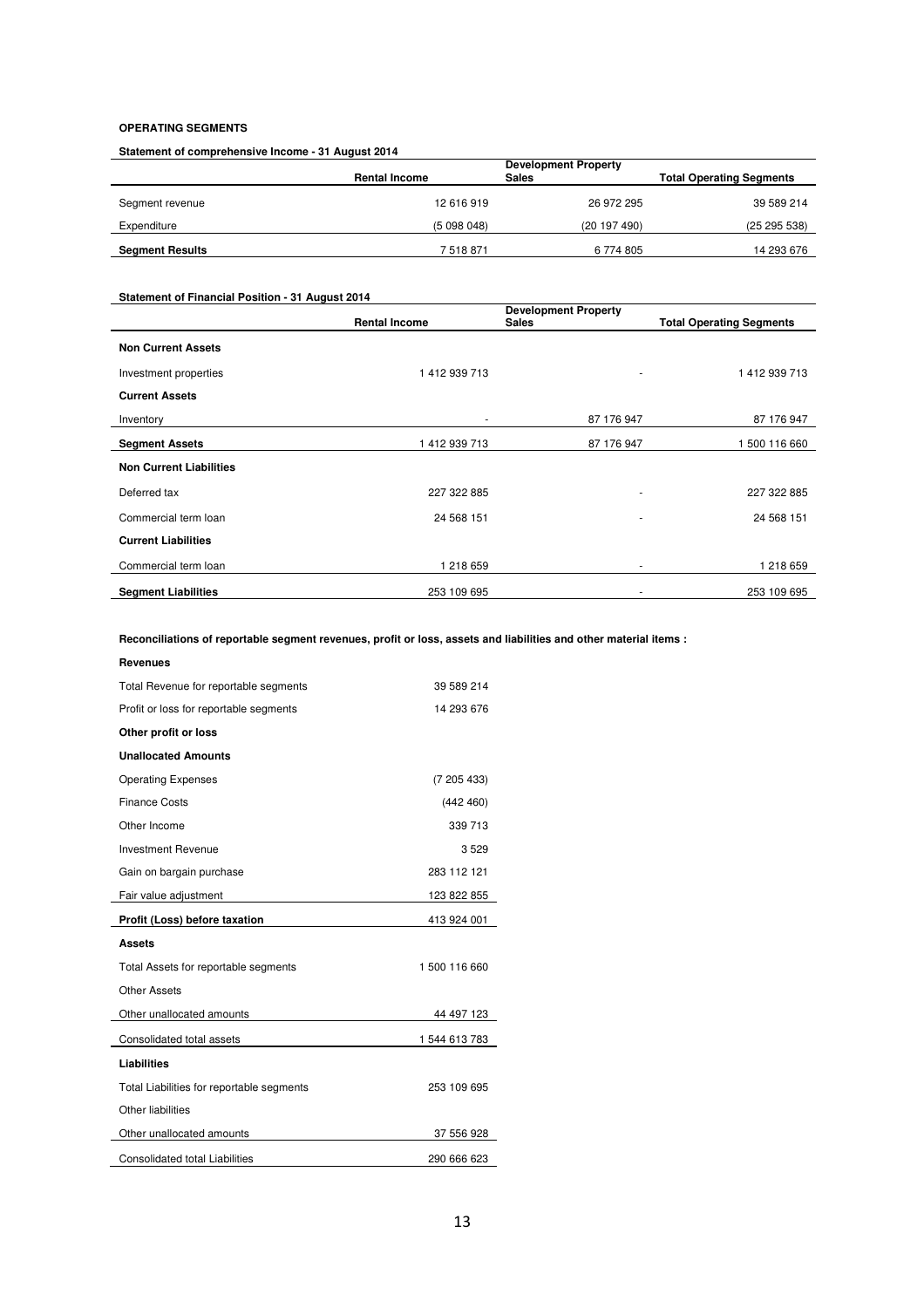**OPERATING SEGMENTS**

**Statement of comprehensive Income - 31 August 2014**

| | Rental Income | Development Property Sales | Total Operating Segments |
|---|---|---|---|
| Segment revenue | 12 616 919 | 26 972 295 | 39 589 214 |
| Expenditure | (5 098 048) | (20 197 490) | (25 295 538) |
| **Segment Results** | 7 518 871 | 6 774 805 | 14 293 676 |

**Statement of Financial Position - 31 August 2014**

| | Rental Income | Development Property Sales | Total Operating Segments |
|---|---|---|---|
| **Non Current Assets** | | | |
| Investment properties | 1 412 939 713 | - | 1 412 939 713 |
| **Current Assets** | | | |
| Inventory | - | 87 176 947 | 87 176 947 |
| **Segment Assets** | 1 412 939 713 | 87 176 947 | 1 500 116 660 |
| **Non Current Liabilities** | | | |
| Deferred tax | 227 322 885 | - | 227 322 885 |
| Commercial term loan | 24 568 151 | - | 24 568 151 |
| **Current Liabilities** | | | |
| Commercial term loan | 1 218 659 | - | 1 218 659 |
| **Segment Liabilities** | 253 109 695 | - | 253 109 695 |

**Reconciliations of reportable segment revenues, profit or loss, assets and liabilities and other material items :**

| | |
|---|---|
| **Revenues** | |
| Total Revenue for reportable segments | 39 589 214 |
| Profit or loss for reportable segments | 14 293 676 |
| **Other profit or loss** | |
| **Unallocated Amounts** | |
| Operating Expenses | (7 205 433) |
| Finance Costs | (442 460) |
| Other Income | 339 713 |
| Investment Revenue | 3 529 |
| Gain on bargain purchase | 283 112 121 |
| Fair value adjustment | 123 822 855 |
| **Profit (Loss) before taxation** | 413 924 001 |
| **Assets** | |
| Total Assets for reportable segments | 1 500 116 660 |
| Other Assets | |
| Other unallocated amounts | 44 497 123 |
| Consolidated total assets | 1 544 613 783 |
| **Liabilities** | |
| Total Liabilities for reportable segments | 253 109 695 |
| Other liabilities | |
| Other unallocated amounts | 37 556 928 |
| Consolidated total Liabilities | 290 666 623 |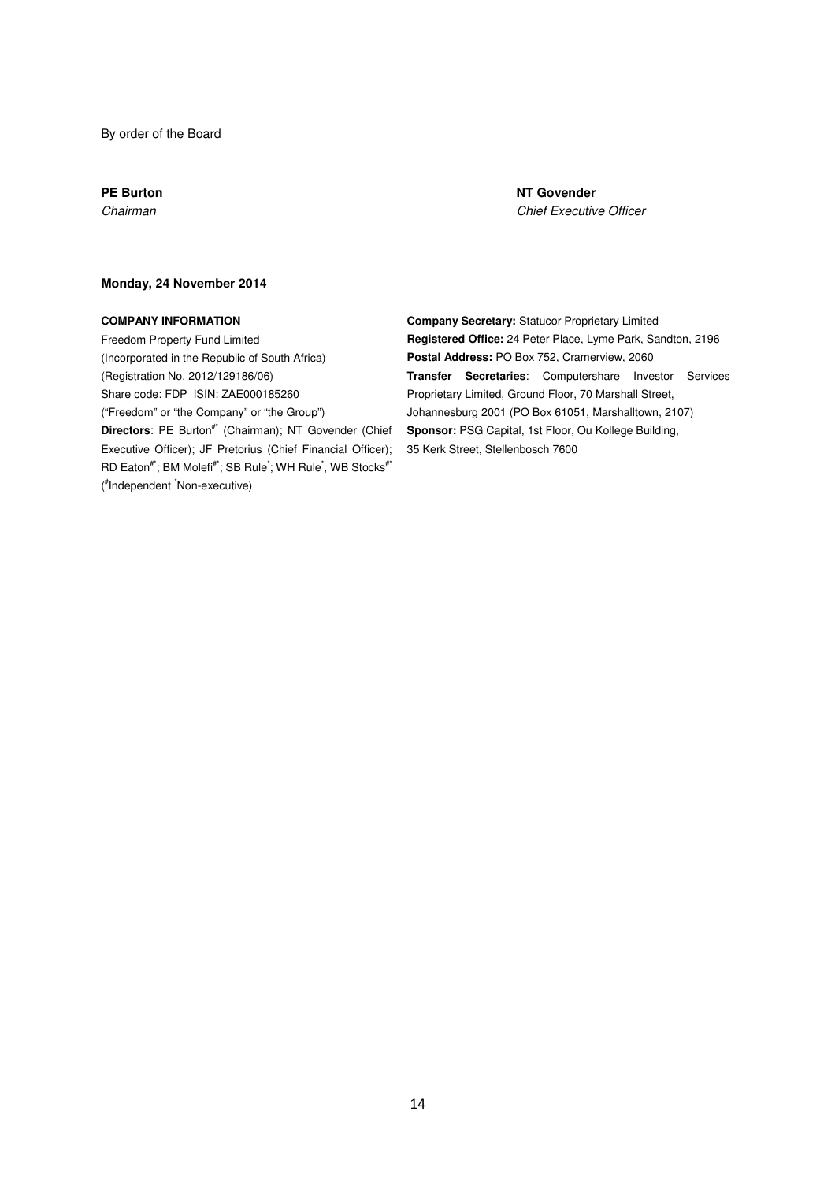By order of the Board

**PE Burton**
*Chairman*

**NT Govender**
*Chief Executive Officer*

**Monday, 24 November 2014**

**COMPANY INFORMATION**

Freedom Property Fund Limited
(Incorporated in the Republic of South Africa)
(Registration No. 2012/129186/06)
Share code: FDP ISIN: ZAE000185260
("Freedom" or "the Company" or "the Group")

**Directors**: PE Burton[#*] (Chairman); NT Govender (Chief Executive Officer); JF Pretorius (Chief Financial Officer); RD Eaton[#*]; BM Molefi[#*]; SB Rule[*]; WH Rule[*], WB Stocks[#*]
([#]Independent [*]Non-executive)

**Company Secretary:** Statucor Proprietary Limited
**Registered Office:** 24 Peter Place, Lyme Park, Sandton, 2196
**Postal Address:** PO Box 752, Cramerview, 2060
**Transfer Secretaries**: Computershare Investor Services Proprietary Limited, Ground Floor, 70 Marshall Street, Johannesburg 2001 (PO Box 61051, Marshalltown, 2107)
**Sponsor:** PSG Capital, 1st Floor, Ou Kollege Building, 35 Kerk Street, Stellenbosch 7600